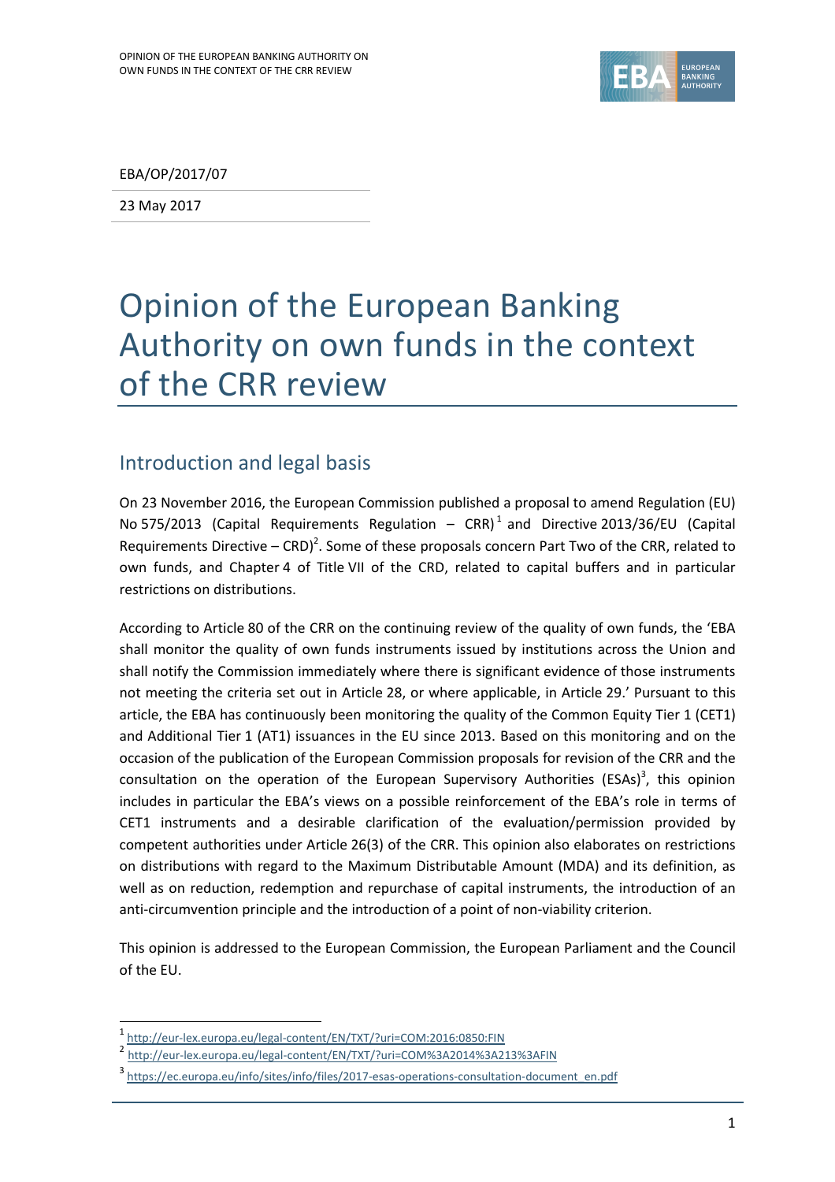EBA/OP/2017/07

23 May 2017

# Opinion of the European Banking Authority on own funds in the context of the CRR review

## Introduction and legal basis

On 23 November 2016, the European Commission published a proposal to amend Regulation (EU) No 575/2013 (Capital Requirements Regulation – CRR)[1] and Directive 2013/36/EU (Capital Requirements Directive – CRD)[2]. Some of these proposals concern Part Two of the CRR, related to own funds, and Chapter 4 of Title VII of the CRD, related to capital buffers and in particular restrictions on distributions.

According to Article 80 of the CRR on the continuing review of the quality of own funds, the 'EBA shall monitor the quality of own funds instruments issued by institutions across the Union and shall notify the Commission immediately where there is significant evidence of those instruments not meeting the criteria set out in Article 28, or where applicable, in Article 29.' Pursuant to this article, the EBA has continuously been monitoring the quality of the Common Equity Tier 1 (CET1) and Additional Tier 1 (AT1) issuances in the EU since 2013. Based on this monitoring and on the occasion of the publication of the European Commission proposals for revision of the CRR and the consultation on the operation of the European Supervisory Authorities (ESAs)[3], this opinion includes in particular the EBA's views on a possible reinforcement of the EBA's role in terms of CET1 instruments and a desirable clarification of the evaluation/permission provided by competent authorities under Article 26(3) of the CRR. This opinion also elaborates on restrictions on distributions with regard to the Maximum Distributable Amount (MDA) and its definition, as well as on reduction, redemption and repurchase of capital instruments, the introduction of an anti-circumvention principle and the introduction of a point of non-viability criterion.

This opinion is addressed to the European Commission, the European Parliament and the Council of the EU.

---

[1] http://eur-lex.europa.eu/legal-content/EN/TXT/?uri=COM:2016:0850:FIN

[2] http://eur-lex.europa.eu/legal-content/EN/TXT/?uri=COM%3A2014%3A213%3AFIN

[3] https://ec.europa.eu/info/sites/info/files/2017-esas-operations-consultation-document_en.pdf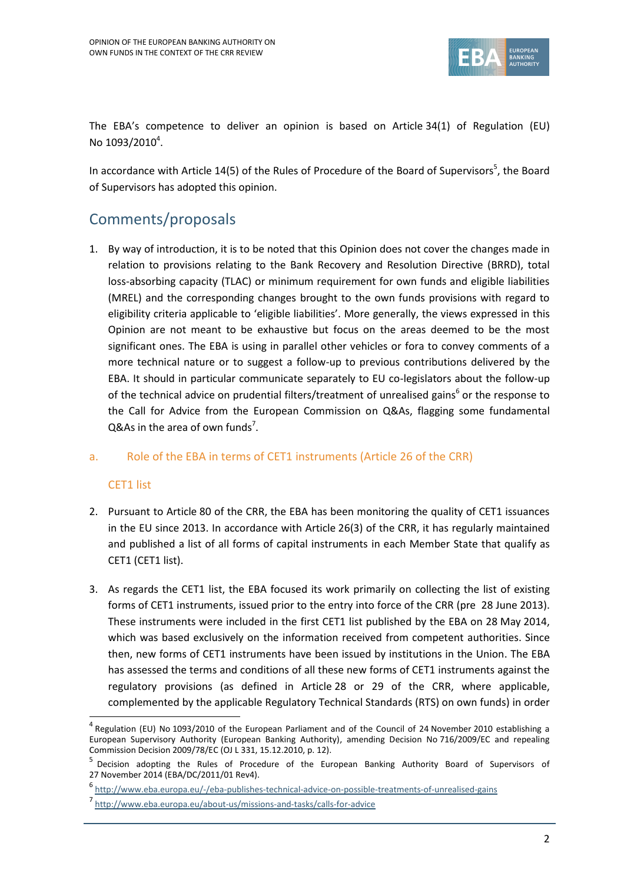The EBA's competence to deliver an opinion is based on Article 34(1) of Regulation (EU) No 1093/2010[4].

In accordance with Article 14(5) of the Rules of Procedure of the Board of Supervisors[5], the Board of Supervisors has adopted this opinion.

## Comments/proposals

1. By way of introduction, it is to be noted that this Opinion does not cover the changes made in relation to provisions relating to the Bank Recovery and Resolution Directive (BRRD), total loss-absorbing capacity (TLAC) or minimum requirement for own funds and eligible liabilities (MREL) and the corresponding changes brought to the own funds provisions with regard to eligibility criteria applicable to 'eligible liabilities'. More generally, the views expressed in this Opinion are not meant to be exhaustive but focus on the areas deemed to be the most significant ones. The EBA is using in parallel other vehicles or fora to convey comments of a more technical nature or to suggest a follow-up to previous contributions delivered by the EBA. It should in particular communicate separately to EU co-legislators about the follow-up of the technical advice on prudential filters/treatment of unrealised gains[6] or the response to the Call for Advice from the European Commission on Q&As, flagging some fundamental Q&As in the area of own funds[7].

### a. Role of the EBA in terms of CET1 instruments (Article 26 of the CRR)

#### CET1 list

2. Pursuant to Article 80 of the CRR, the EBA has been monitoring the quality of CET1 issuances in the EU since 2013. In accordance with Article 26(3) of the CRR, it has regularly maintained and published a list of all forms of capital instruments in each Member State that qualify as CET1 (CET1 list).

3. As regards the CET1 list, the EBA focused its work primarily on collecting the list of existing forms of CET1 instruments, issued prior to the entry into force of the CRR (pre 28 June 2013). These instruments were included in the first CET1 list published by the EBA on 28 May 2014, which was based exclusively on the information received from competent authorities. Since then, new forms of CET1 instruments have been issued by institutions in the Union. The EBA has assessed the terms and conditions of all these new forms of CET1 instruments against the regulatory provisions (as defined in Article 28 or 29 of the CRR, where applicable, complemented by the applicable Regulatory Technical Standards (RTS) on own funds) in order

---

[4] Regulation (EU) No 1093/2010 of the European Parliament and of the Council of 24 November 2010 establishing a European Supervisory Authority (European Banking Authority), amending Decision No 716/2009/EC and repealing Commission Decision 2009/78/EC (OJ L 331, 15.12.2010, p. 12).

[5] Decision adopting the Rules of Procedure of the European Banking Authority Board of Supervisors of 27 November 2014 (EBA/DC/2011/01 Rev4).

[6] http://www.eba.europa.eu/-/eba-publishes-technical-advice-on-possible-treatments-of-unrealised-gains

[7] http://www.eba.europa.eu/about-us/missions-and-tasks/calls-for-advice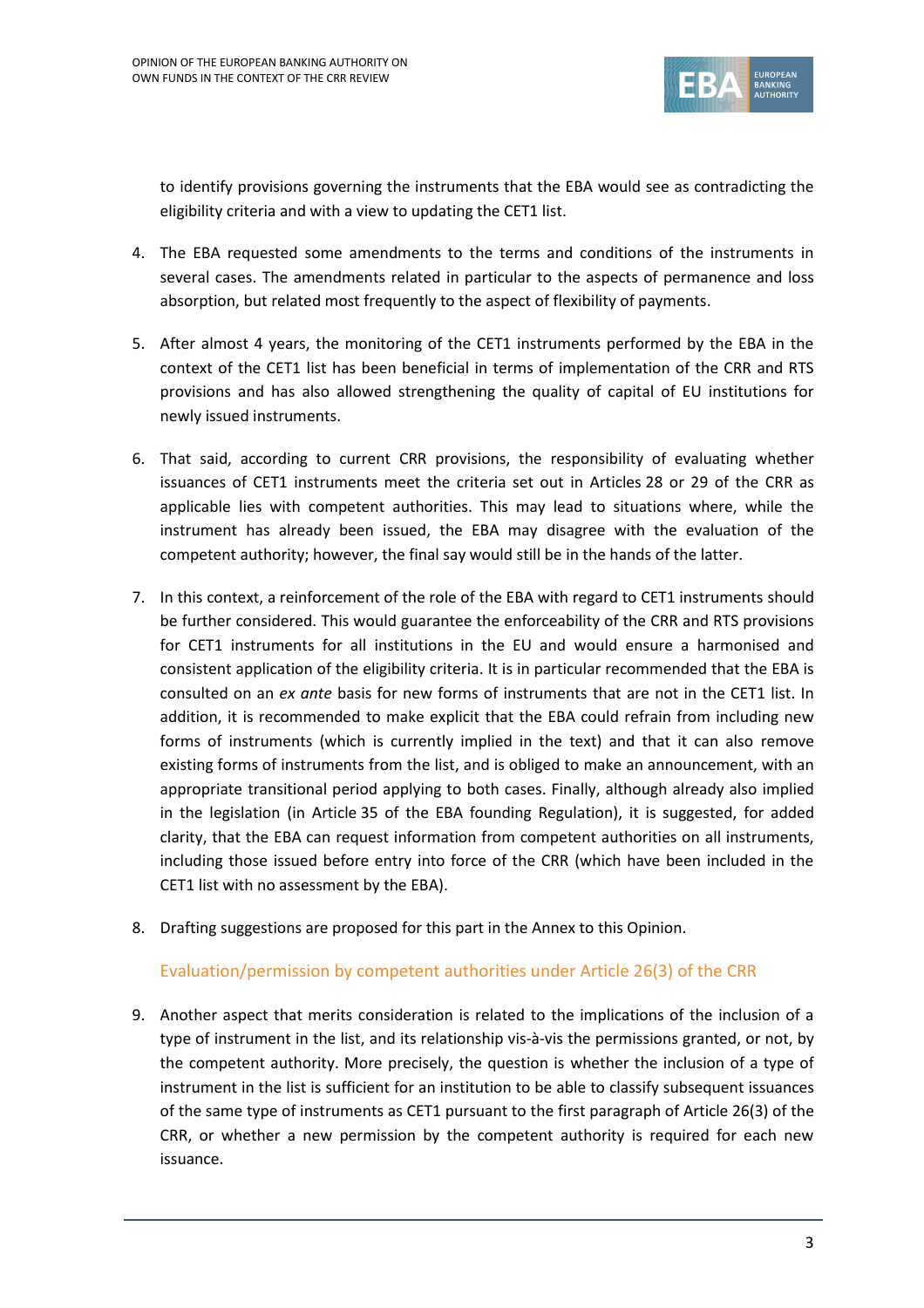to identify provisions governing the instruments that the EBA would see as contradicting the eligibility criteria and with a view to updating the CET1 list.

4. The EBA requested some amendments to the terms and conditions of the instruments in several cases. The amendments related in particular to the aspects of permanence and loss absorption, but related most frequently to the aspect of flexibility of payments.

5. After almost 4 years, the monitoring of the CET1 instruments performed by the EBA in the context of the CET1 list has been beneficial in terms of implementation of the CRR and RTS provisions and has also allowed strengthening the quality of capital of EU institutions for newly issued instruments.

6. That said, according to current CRR provisions, the responsibility of evaluating whether issuances of CET1 instruments meet the criteria set out in Articles 28 or 29 of the CRR as applicable lies with competent authorities. This may lead to situations where, while the instrument has already been issued, the EBA may disagree with the evaluation of the competent authority; however, the final say would still be in the hands of the latter.

7. In this context, a reinforcement of the role of the EBA with regard to CET1 instruments should be further considered. This would guarantee the enforceability of the CRR and RTS provisions for CET1 instruments for all institutions in the EU and would ensure a harmonised and consistent application of the eligibility criteria. It is in particular recommended that the EBA is consulted on an *ex ante* basis for new forms of instruments that are not in the CET1 list. In addition, it is recommended to make explicit that the EBA could refrain from including new forms of instruments (which is currently implied in the text) and that it can also remove existing forms of instruments from the list, and is obliged to make an announcement, with an appropriate transitional period applying to both cases. Finally, although already also implied in the legislation (in Article 35 of the EBA founding Regulation), it is suggested, for added clarity, that the EBA can request information from competent authorities on all instruments, including those issued before entry into force of the CRR (which have been included in the CET1 list with no assessment by the EBA).

8. Drafting suggestions are proposed for this part in the Annex to this Opinion.

### Evaluation/permission by competent authorities under Article 26(3) of the CRR

9. Another aspect that merits consideration is related to the implications of the inclusion of a type of instrument in the list, and its relationship vis-à-vis the permissions granted, or not, by the competent authority. More precisely, the question is whether the inclusion of a type of instrument in the list is sufficient for an institution to be able to classify subsequent issuances of the same type of instruments as CET1 pursuant to the first paragraph of Article 26(3) of the CRR, or whether a new permission by the competent authority is required for each new issuance.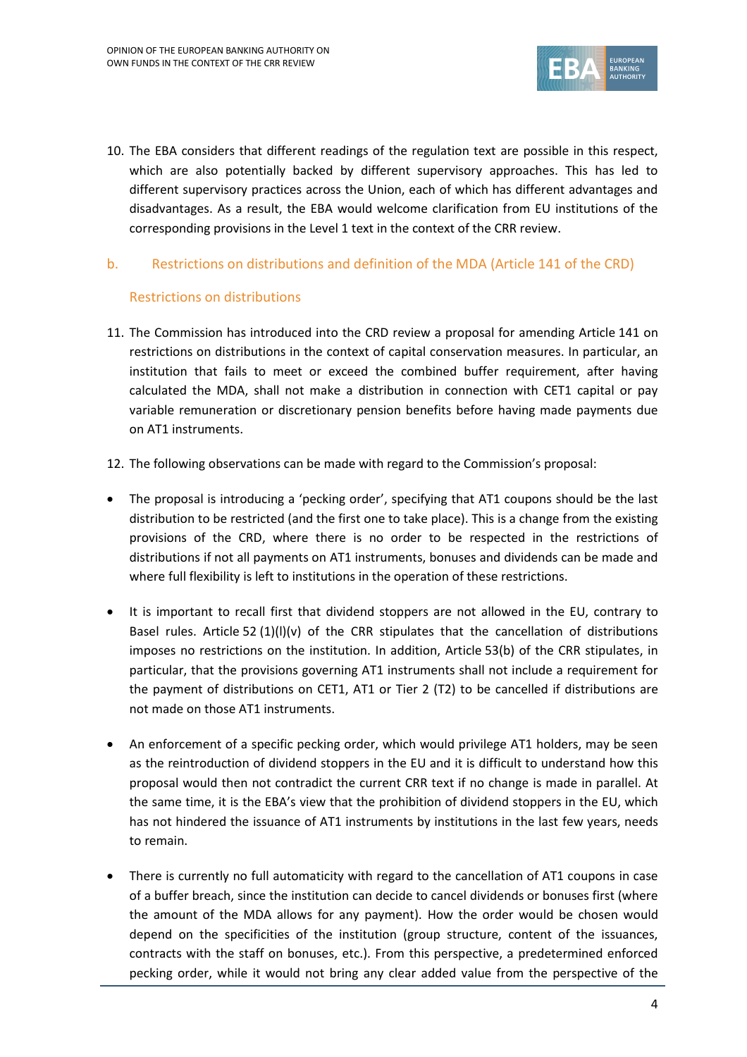10. The EBA considers that different readings of the regulation text are possible in this respect, which are also potentially backed by different supervisory approaches. This has led to different supervisory practices across the Union, each of which has different advantages and disadvantages. As a result, the EBA would welcome clarification from EU institutions of the corresponding provisions in the Level 1 text in the context of the CRR review.

## b. Restrictions on distributions and definition of the MDA (Article 141 of the CRD)

### Restrictions on distributions

11. The Commission has introduced into the CRD review a proposal for amending Article 141 on restrictions on distributions in the context of capital conservation measures. In particular, an institution that fails to meet or exceed the combined buffer requirement, after having calculated the MDA, shall not make a distribution in connection with CET1 capital or pay variable remuneration or discretionary pension benefits before having made payments due on AT1 instruments.

12. The following observations can be made with regard to the Commission's proposal:

- The proposal is introducing a 'pecking order', specifying that AT1 coupons should be the last distribution to be restricted (and the first one to take place). This is a change from the existing provisions of the CRD, where there is no order to be respected in the restrictions of distributions if not all payments on AT1 instruments, bonuses and dividends can be made and where full flexibility is left to institutions in the operation of these restrictions.

- It is important to recall first that dividend stoppers are not allowed in the EU, contrary to Basel rules. Article 52 (1)(l)(v) of the CRR stipulates that the cancellation of distributions imposes no restrictions on the institution. In addition, Article 53(b) of the CRR stipulates, in particular, that the provisions governing AT1 instruments shall not include a requirement for the payment of distributions on CET1, AT1 or Tier 2 (T2) to be cancelled if distributions are not made on those AT1 instruments.

- An enforcement of a specific pecking order, which would privilege AT1 holders, may be seen as the reintroduction of dividend stoppers in the EU and it is difficult to understand how this proposal would then not contradict the current CRR text if no change is made in parallel. At the same time, it is the EBA's view that the prohibition of dividend stoppers in the EU, which has not hindered the issuance of AT1 instruments by institutions in the last few years, needs to remain.

- There is currently no full automaticity with regard to the cancellation of AT1 coupons in case of a buffer breach, since the institution can decide to cancel dividends or bonuses first (where the amount of the MDA allows for any payment). How the order would be chosen would depend on the specificities of the institution (group structure, content of the issuances, contracts with the staff on bonuses, etc.). From this perspective, a predetermined enforced pecking order, while it would not bring any clear added value from the perspective of the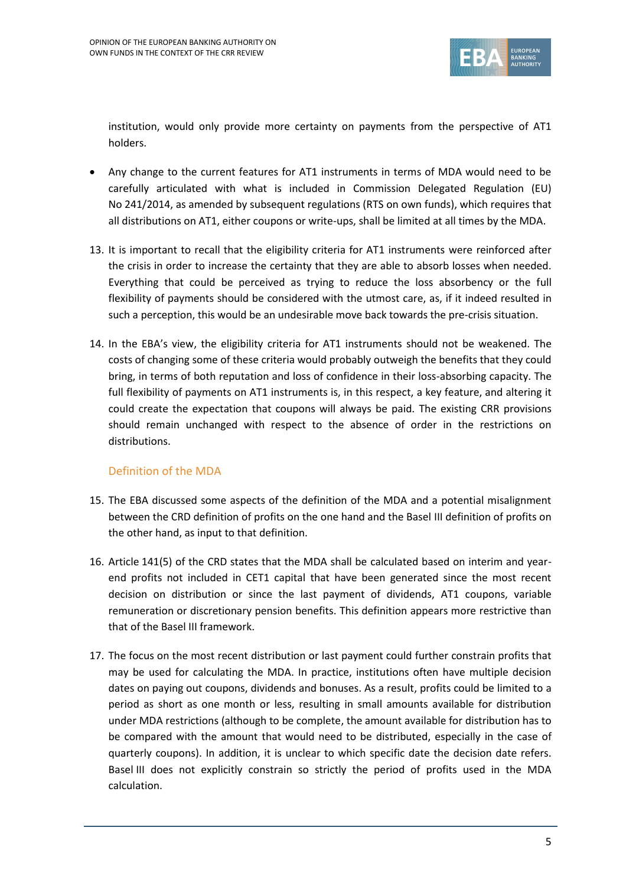institution, would only provide more certainty on payments from the perspective of AT1 holders.

- Any change to the current features for AT1 instruments in terms of MDA would need to be carefully articulated with what is included in Commission Delegated Regulation (EU) No 241/2014, as amended by subsequent regulations (RTS on own funds), which requires that all distributions on AT1, either coupons or write-ups, shall be limited at all times by the MDA.

13. It is important to recall that the eligibility criteria for AT1 instruments were reinforced after the crisis in order to increase the certainty that they are able to absorb losses when needed. Everything that could be perceived as trying to reduce the loss absorbency or the full flexibility of payments should be considered with the utmost care, as, if it indeed resulted in such a perception, this would be an undesirable move back towards the pre-crisis situation.

14. In the EBA's view, the eligibility criteria for AT1 instruments should not be weakened. The costs of changing some of these criteria would probably outweigh the benefits that they could bring, in terms of both reputation and loss of confidence in their loss-absorbing capacity. The full flexibility of payments on AT1 instruments is, in this respect, a key feature, and altering it could create the expectation that coupons will always be paid. The existing CRR provisions should remain unchanged with respect to the absence of order in the restrictions on distributions.

### Definition of the MDA

15. The EBA discussed some aspects of the definition of the MDA and a potential misalignment between the CRD definition of profits on the one hand and the Basel III definition of profits on the other hand, as input to that definition.

16. Article 141(5) of the CRD states that the MDA shall be calculated based on interim and year-end profits not included in CET1 capital that have been generated since the most recent decision on distribution or since the last payment of dividends, AT1 coupons, variable remuneration or discretionary pension benefits. This definition appears more restrictive than that of the Basel III framework.

17. The focus on the most recent distribution or last payment could further constrain profits that may be used for calculating the MDA. In practice, institutions often have multiple decision dates on paying out coupons, dividends and bonuses. As a result, profits could be limited to a period as short as one month or less, resulting in small amounts available for distribution under MDA restrictions (although to be complete, the amount available for distribution has to be compared with the amount that would need to be distributed, especially in the case of quarterly coupons). In addition, it is unclear to which specific date the decision date refers. Basel III does not explicitly constrain so strictly the period of profits used in the MDA calculation.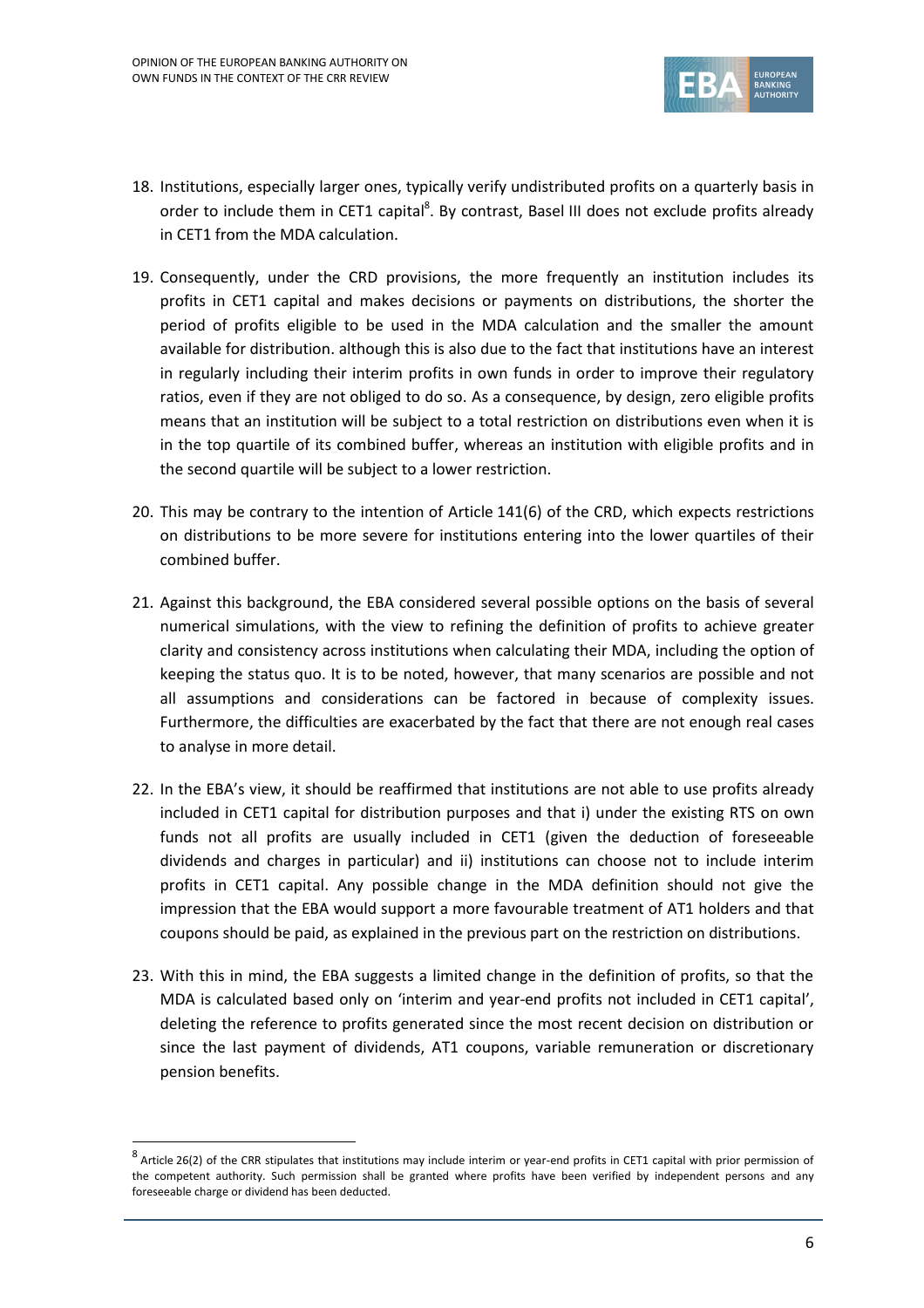18. Institutions, especially larger ones, typically verify undistributed profits on a quarterly basis in order to include them in CET1 capital[8]. By contrast, Basel III does not exclude profits already in CET1 from the MDA calculation.

19. Consequently, under the CRD provisions, the more frequently an institution includes its profits in CET1 capital and makes decisions or payments on distributions, the shorter the period of profits eligible to be used in the MDA calculation and the smaller the amount available for distribution. although this is also due to the fact that institutions have an interest in regularly including their interim profits in own funds in order to improve their regulatory ratios, even if they are not obliged to do so. As a consequence, by design, zero eligible profits means that an institution will be subject to a total restriction on distributions even when it is in the top quartile of its combined buffer, whereas an institution with eligible profits and in the second quartile will be subject to a lower restriction.

20. This may be contrary to the intention of Article 141(6) of the CRD, which expects restrictions on distributions to be more severe for institutions entering into the lower quartiles of their combined buffer.

21. Against this background, the EBA considered several possible options on the basis of several numerical simulations, with the view to refining the definition of profits to achieve greater clarity and consistency across institutions when calculating their MDA, including the option of keeping the status quo. It is to be noted, however, that many scenarios are possible and not all assumptions and considerations can be factored in because of complexity issues. Furthermore, the difficulties are exacerbated by the fact that there are not enough real cases to analyse in more detail.

22. In the EBA's view, it should be reaffirmed that institutions are not able to use profits already included in CET1 capital for distribution purposes and that i) under the existing RTS on own funds not all profits are usually included in CET1 (given the deduction of foreseeable dividends and charges in particular) and ii) institutions can choose not to include interim profits in CET1 capital. Any possible change in the MDA definition should not give the impression that the EBA would support a more favourable treatment of AT1 holders and that coupons should be paid, as explained in the previous part on the restriction on distributions.

23. With this in mind, the EBA suggests a limited change in the definition of profits, so that the MDA is calculated based only on 'interim and year-end profits not included in CET1 capital', deleting the reference to profits generated since the most recent decision on distribution or since the last payment of dividends, AT1 coupons, variable remuneration or discretionary pension benefits.

---

[8] Article 26(2) of the CRR stipulates that institutions may include interim or year-end profits in CET1 capital with prior permission of the competent authority. Such permission shall be granted where profits have been verified by independent persons and any foreseeable charge or dividend has been deducted.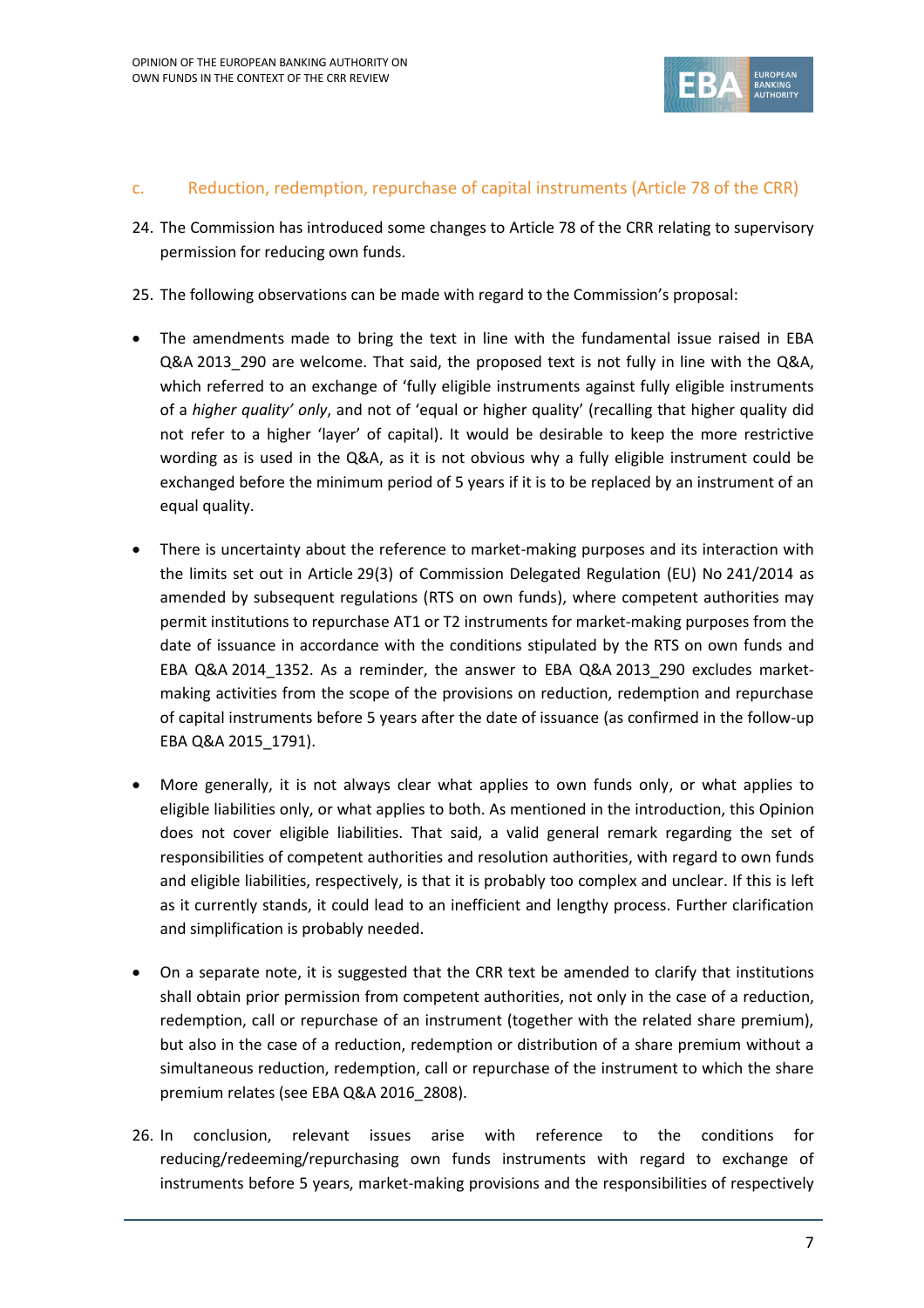### c. Reduction, redemption, repurchase of capital instruments (Article 78 of the CRR)

24. The Commission has introduced some changes to Article 78 of the CRR relating to supervisory permission for reducing own funds.

25. The following observations can be made with regard to the Commission's proposal:

- The amendments made to bring the text in line with the fundamental issue raised in EBA Q&A 2013_290 are welcome. That said, the proposed text is not fully in line with the Q&A, which referred to an exchange of 'fully eligible instruments against fully eligible instruments of a *higher quality' only*, and not of 'equal or higher quality' (recalling that higher quality did not refer to a higher 'layer' of capital). It would be desirable to keep the more restrictive wording as is used in the Q&A, as it is not obvious why a fully eligible instrument could be exchanged before the minimum period of 5 years if it is to be replaced by an instrument of an equal quality.

- There is uncertainty about the reference to market-making purposes and its interaction with the limits set out in Article 29(3) of Commission Delegated Regulation (EU) No 241/2014 as amended by subsequent regulations (RTS on own funds), where competent authorities may permit institutions to repurchase AT1 or T2 instruments for market-making purposes from the date of issuance in accordance with the conditions stipulated by the RTS on own funds and EBA Q&A 2014_1352. As a reminder, the answer to EBA Q&A 2013_290 excludes market-making activities from the scope of the provisions on reduction, redemption and repurchase of capital instruments before 5 years after the date of issuance (as confirmed in the follow-up EBA Q&A 2015_1791).

- More generally, it is not always clear what applies to own funds only, or what applies to eligible liabilities only, or what applies to both. As mentioned in the introduction, this Opinion does not cover eligible liabilities. That said, a valid general remark regarding the set of responsibilities of competent authorities and resolution authorities, with regard to own funds and eligible liabilities, respectively, is that it is probably too complex and unclear. If this is left as it currently stands, it could lead to an inefficient and lengthy process. Further clarification and simplification is probably needed.

- On a separate note, it is suggested that the CRR text be amended to clarify that institutions shall obtain prior permission from competent authorities, not only in the case of a reduction, redemption, call or repurchase of an instrument (together with the related share premium), but also in the case of a reduction, redemption or distribution of a share premium without a simultaneous reduction, redemption, call or repurchase of the instrument to which the share premium relates (see EBA Q&A 2016_2808).

26. In conclusion, relevant issues arise with reference to the conditions for reducing/redeeming/repurchasing own funds instruments with regard to exchange of instruments before 5 years, market-making provisions and the responsibilities of respectively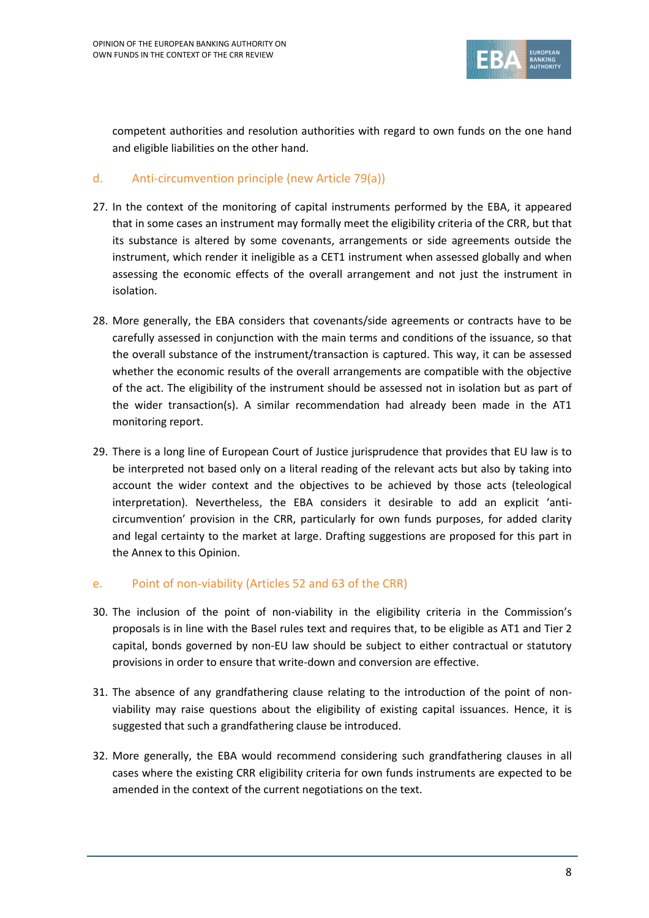competent authorities and resolution authorities with regard to own funds on the one hand and eligible liabilities on the other hand.

### d. Anti-circumvention principle (new Article 79(a))

27. In the context of the monitoring of capital instruments performed by the EBA, it appeared that in some cases an instrument may formally meet the eligibility criteria of the CRR, but that its substance is altered by some covenants, arrangements or side agreements outside the instrument, which render it ineligible as a CET1 instrument when assessed globally and when assessing the economic effects of the overall arrangement and not just the instrument in isolation.

28. More generally, the EBA considers that covenants/side agreements or contracts have to be carefully assessed in conjunction with the main terms and conditions of the issuance, so that the overall substance of the instrument/transaction is captured. This way, it can be assessed whether the economic results of the overall arrangements are compatible with the objective of the act. The eligibility of the instrument should be assessed not in isolation but as part of the wider transaction(s). A similar recommendation had already been made in the AT1 monitoring report.

29. There is a long line of European Court of Justice jurisprudence that provides that EU law is to be interpreted not based only on a literal reading of the relevant acts but also by taking into account the wider context and the objectives to be achieved by those acts (teleological interpretation). Nevertheless, the EBA considers it desirable to add an explicit 'anti-circumvention' provision in the CRR, particularly for own funds purposes, for added clarity and legal certainty to the market at large. Drafting suggestions are proposed for this part in the Annex to this Opinion.

### e. Point of non-viability (Articles 52 and 63 of the CRR)

30. The inclusion of the point of non-viability in the eligibility criteria in the Commission's proposals is in line with the Basel rules text and requires that, to be eligible as AT1 and Tier 2 capital, bonds governed by non-EU law should be subject to either contractual or statutory provisions in order to ensure that write-down and conversion are effective.

31. The absence of any grandfathering clause relating to the introduction of the point of non-viability may raise questions about the eligibility of existing capital issuances. Hence, it is suggested that such a grandfathering clause be introduced.

32. More generally, the EBA would recommend considering such grandfathering clauses in all cases where the existing CRR eligibility criteria for own funds instruments are expected to be amended in the context of the current negotiations on the text.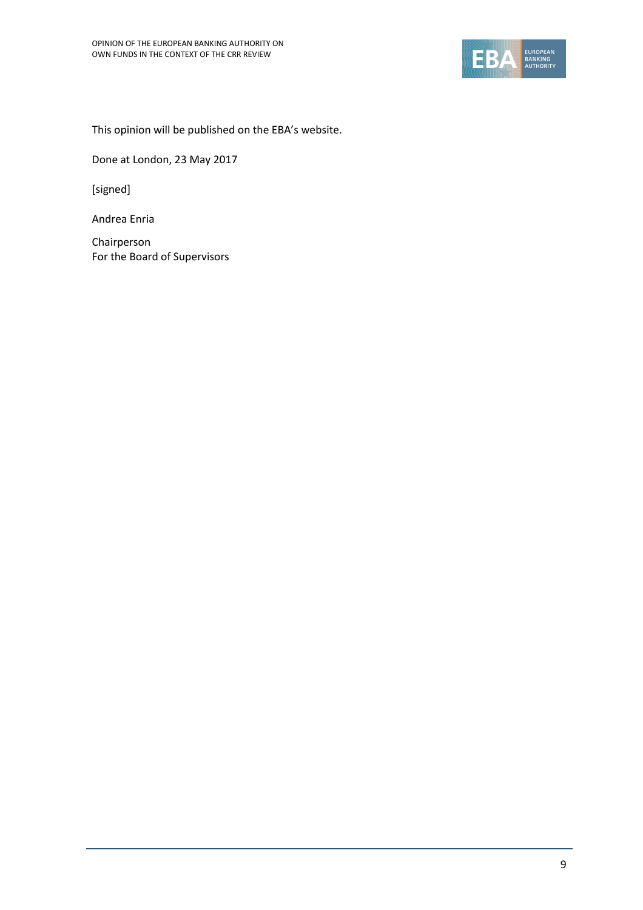This opinion will be published on the EBA's website.

Done at London, 23 May 2017

[signed]

Andrea Enria

Chairperson
For the Board of Supervisors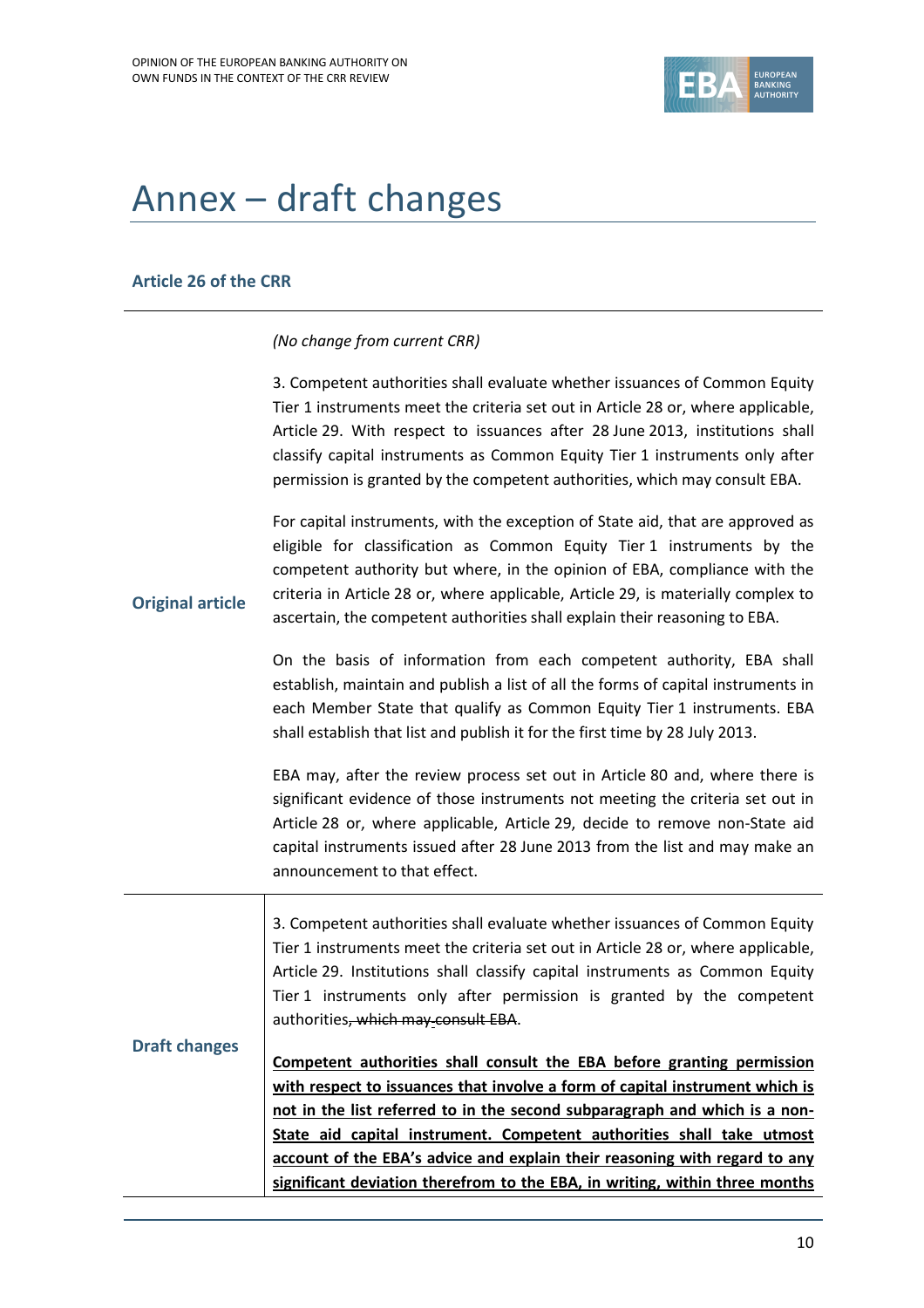# Annex – draft changes

### Article 26 of the CRR

| | |
|---|---|
| **Original article** | *(No change from current CRR)*<br><br>3. Competent authorities shall evaluate whether issuances of Common Equity Tier 1 instruments meet the criteria set out in Article 28 or, where applicable, Article 29. With respect to issuances after 28 June 2013, institutions shall classify capital instruments as Common Equity Tier 1 instruments only after permission is granted by the competent authorities, which may consult EBA.<br><br>For capital instruments, with the exception of State aid, that are approved as eligible for classification as Common Equity Tier 1 instruments by the competent authority but where, in the opinion of EBA, compliance with the criteria in Article 28 or, where applicable, Article 29, is materially complex to ascertain, the competent authorities shall explain their reasoning to EBA.<br><br>On the basis of information from each competent authority, EBA shall establish, maintain and publish a list of all the forms of capital instruments in each Member State that qualify as Common Equity Tier 1 instruments. EBA shall establish that list and publish it for the first time by 28 July 2013.<br><br>EBA may, after the review process set out in Article 80 and, where there is significant evidence of those instruments not meeting the criteria set out in Article 28 or, where applicable, Article 29, decide to remove non-State aid capital instruments issued after 28 June 2013 from the list and may make an announcement to that effect. |
| **Draft changes** | 3. Competent authorities shall evaluate whether issuances of Common Equity Tier 1 instruments meet the criteria set out in Article 28 or, where applicable, Article 29. Institutions shall classify capital instruments as Common Equity Tier 1 instruments only after permission is granted by the competent authorities~~, which may consult EBA~~.<br><br>**<u>Competent authorities shall consult the EBA before granting permission with respect to issuances that involve a form of capital instrument which is not in the list referred to in the second subparagraph and which is a non-State aid capital instrument. Competent authorities shall take utmost account of the EBA's advice and explain their reasoning with regard to any significant deviation therefrom to the EBA, in writing, within three months</u>** |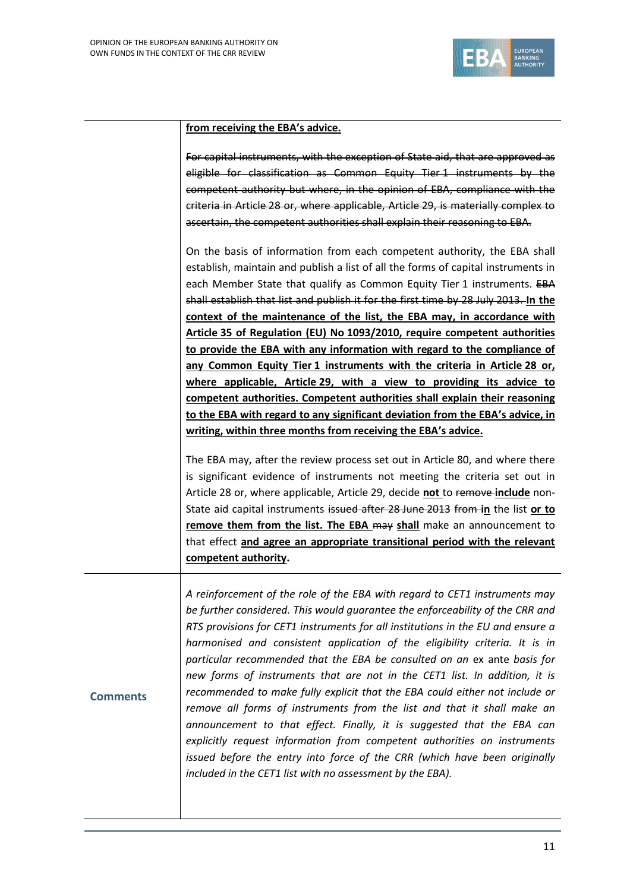| | |
|---|---|
| | **<u>from receiving the EBA's advice.</u>**<br><br>~~For capital instruments, with the exception of State aid, that are approved as eligible for classification as Common Equity Tier 1 instruments by the competent authority but where, in the opinion of EBA, compliance with the criteria in Article 28 or, where applicable, Article 29, is materially complex to ascertain, the competent authorities shall explain their reasoning to EBA.~~<br><br>On the basis of information from each competent authority, the EBA shall establish, maintain and publish a list of all the forms of capital instruments in each Member State that qualify as Common Equity Tier 1 instruments. ~~EBA shall establish that list and publish it for the first time by 28 July 2013.~~ **<u>In the context of the maintenance of the list, the EBA may, in accordance with Article 35 of Regulation (EU) No 1093/2010, require competent authorities to provide the EBA with any information with regard to the compliance of any Common Equity Tier 1 instruments with the criteria in Article 28 or, where applicable, Article 29, with a view to providing its advice to competent authorities. Competent authorities shall explain their reasoning to the EBA with regard to any significant deviation from the EBA's advice, in writing, within three months from receiving the EBA's advice.</u>**<br><br>The EBA may, after the review process set out in Article 80, and where there is significant evidence of instruments not meeting the criteria set out in Article 28 or, where applicable, Article 29, decide **<u>not</u>** to ~~remove~~ **<u>include</u>** non-State aid capital instruments ~~issued after 28 June 2013~~ ~~from~~ **<u>in</u>** the list **<u>or to remove them from the list. The EBA</u>** ~~may~~ **<u>shall</u>** make an announcement to that effect **<u>and agree an appropriate transitional period with the relevant competent authority</u>**. |
| **Comments** | *A reinforcement of the role of the EBA with regard to CET1 instruments may be further considered. This would guarantee the enforceability of the CRR and RTS provisions for CET1 instruments for all institutions in the EU and ensure a harmonised and consistent application of the eligibility criteria. It is in particular recommended that the EBA be consulted on an* ex ante *basis for new forms of instruments that are not in the CET1 list. In addition, it is recommended to make fully explicit that the EBA could either not include or remove all forms of instruments from the list and that it shall make an announcement to that effect. Finally, it is suggested that the EBA can explicitly request information from competent authorities on instruments issued before the entry into force of the CRR (which have been originally included in the CET1 list with no assessment by the EBA).* |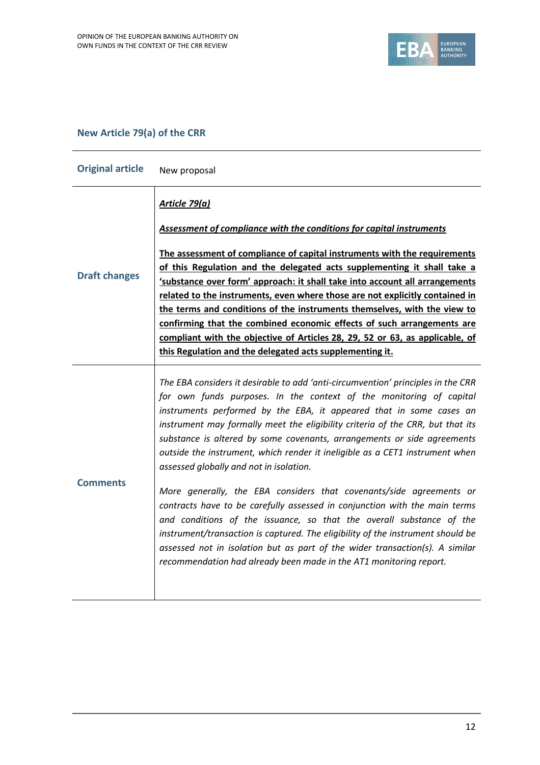## New Article 79(a) of the CRR

| | |
|---|---|
| **Original article** | New proposal |
| **Draft changes** | ***Article 79(a)***<br><br>***Assessment of compliance with the conditions for capital instruments***<br><br>**The assessment of compliance of capital instruments with the requirements of this Regulation and the delegated acts supplementing it shall take a 'substance over form' approach: it shall take into account all arrangements related to the instruments, even where those are not explicitly contained in the terms and conditions of the instruments themselves, with the view to confirming that the combined economic effects of such arrangements are compliant with the objective of Articles 28, 29, 52 or 63, as applicable, of this Regulation and the delegated acts supplementing it.** |
| **Comments** | *The EBA considers it desirable to add 'anti-circumvention' principles in the CRR for own funds purposes. In the context of the monitoring of capital instruments performed by the EBA, it appeared that in some cases an instrument may formally meet the eligibility criteria of the CRR, but that its substance is altered by some covenants, arrangements or side agreements outside the instrument, which render it ineligible as a CET1 instrument when assessed globally and not in isolation.*<br><br>*More generally, the EBA considers that covenants/side agreements or contracts have to be carefully assessed in conjunction with the main terms and conditions of the issuance, so that the overall substance of the instrument/transaction is captured. The eligibility of the instrument should be assessed not in isolation but as part of the wider transaction(s). A similar recommendation had already been made in the AT1 monitoring report.* |